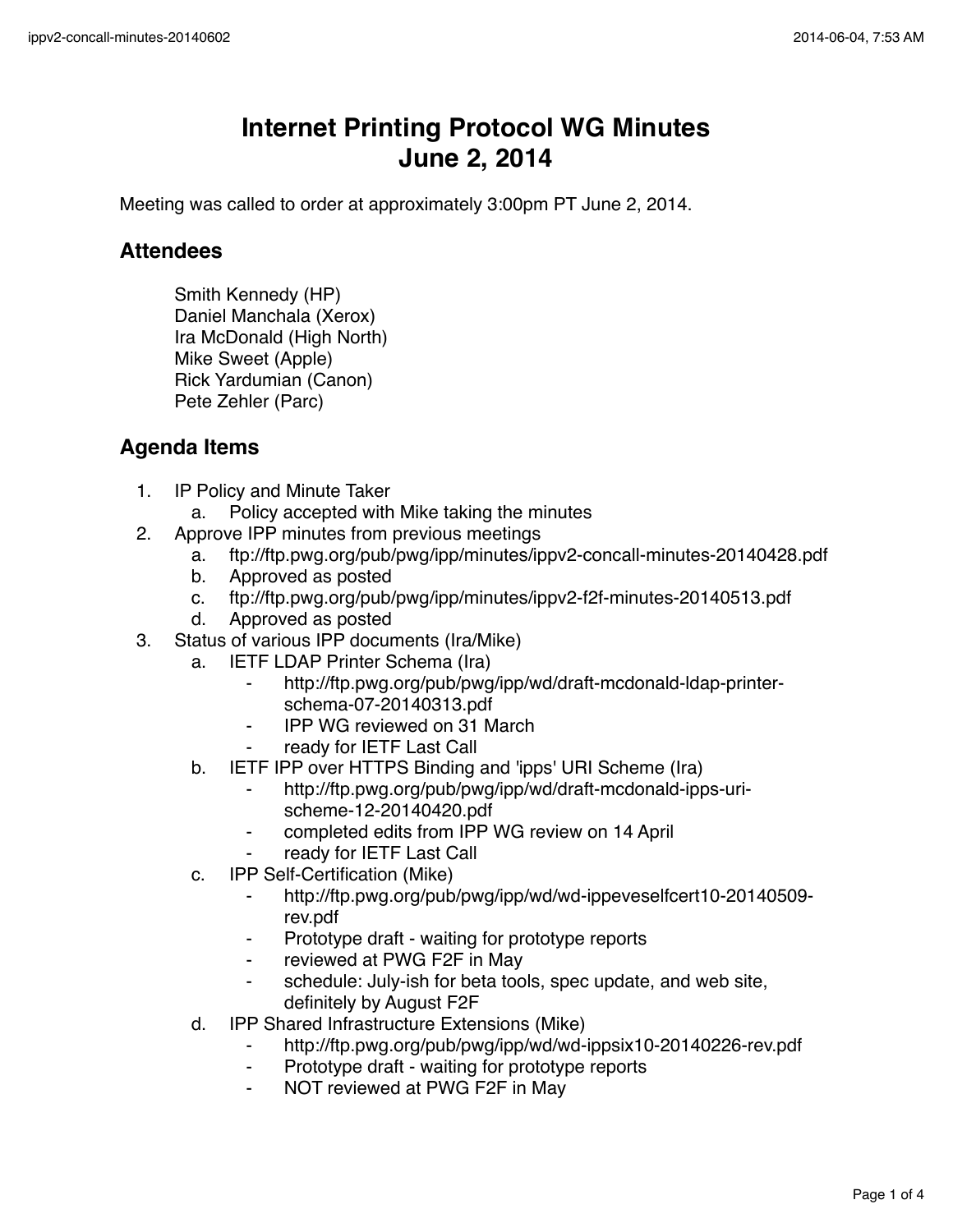# Internet Printing Protocol WG Minutes
# June 2, 2014

Meeting was called to order at approximately 3:00pm PT June 2, 2014.

## Attendees

Smith Kennedy (HP)
Daniel Manchala (Xerox)
Ira McDonald (High North)
Mike Sweet (Apple)
Rick Yardumian (Canon)
Pete Zehler (Parc)

## Agenda Items

1. IP Policy and Minute Taker
   a. Policy accepted with Mike taking the minutes
2. Approve IPP minutes from previous meetings
   a. ftp://ftp.pwg.org/pub/pwg/ipp/minutes/ippv2-concall-minutes-20140428.pdf
   b. Approved as posted
   c. ftp://ftp.pwg.org/pub/pwg/ipp/minutes/ippv2-f2f-minutes-20140513.pdf
   d. Approved as posted
3. Status of various IPP documents (Ira/Mike)
   a. IETF LDAP Printer Schema (Ira)
      - http://ftp.pwg.org/pub/pwg/ipp/wd/draft-mcdonald-ldap-printer-schema-07-20140313.pdf
      - IPP WG reviewed on 31 March
      - ready for IETF Last Call
   b. IETF IPP over HTTPS Binding and 'ipps' URI Scheme (Ira)
      - http://ftp.pwg.org/pub/pwg/ipp/wd/draft-mcdonald-ipps-uri-scheme-12-20140420.pdf
      - completed edits from IPP WG review on 14 April
      - ready for IETF Last Call
   c. IPP Self-Certification (Mike)
      - http://ftp.pwg.org/pub/pwg/ipp/wd/wd-ippeveselfcert10-20140509-rev.pdf
      - Prototype draft - waiting for prototype reports
      - reviewed at PWG F2F in May
      - schedule: July-ish for beta tools, spec update, and web site, definitely by August F2F
   d. IPP Shared Infrastructure Extensions (Mike)
      - http://ftp.pwg.org/pub/pwg/ipp/wd/wd-ippsix10-20140226-rev.pdf
      - Prototype draft - waiting for prototype reports
      - NOT reviewed at PWG F2F in May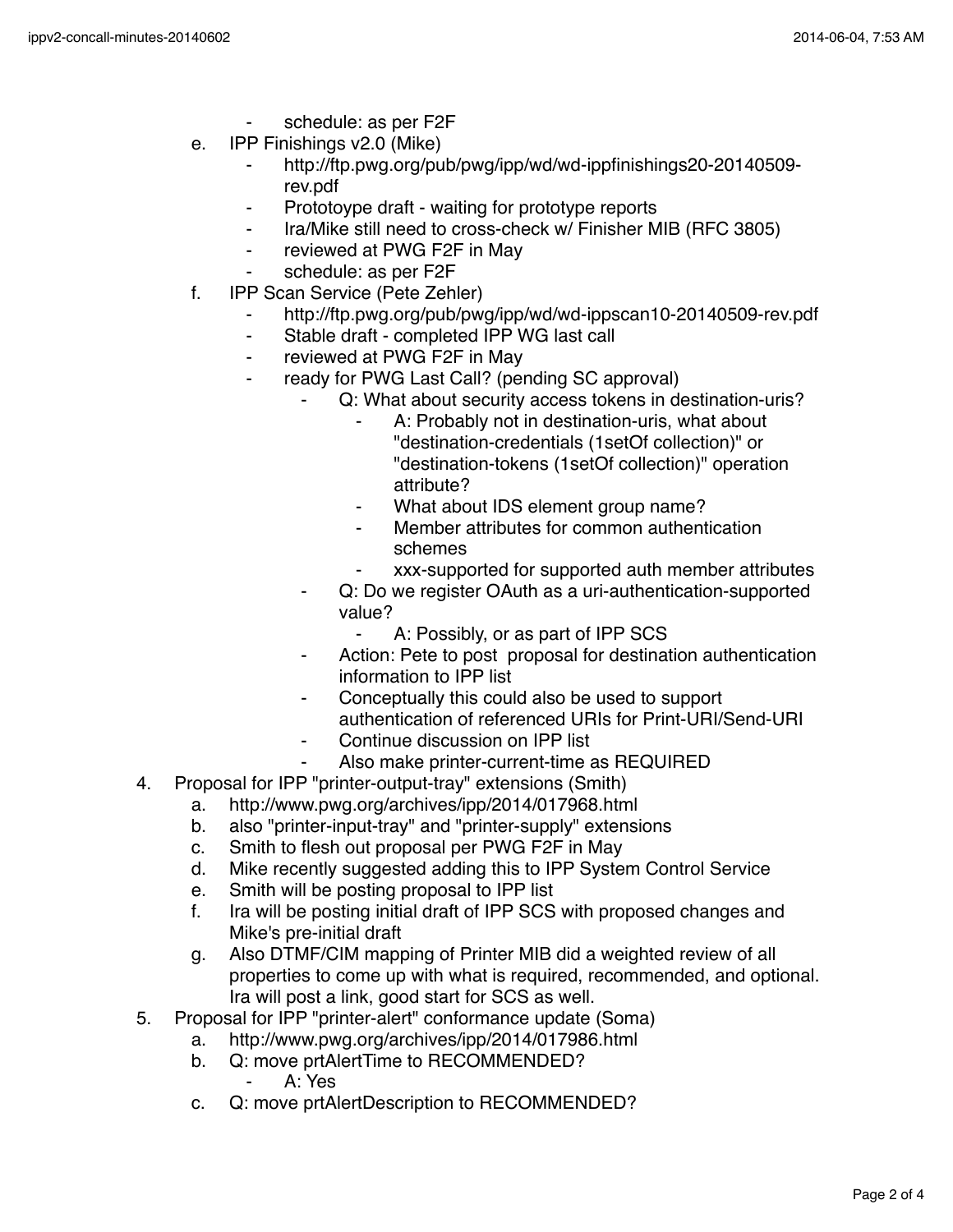- schedule: as per F2F

e. IPP Finishings v2.0 (Mike)
    - http://ftp.pwg.org/pub/pwg/ipp/wd/wd-ippfinishings20-20140509-rev.pdf
    - Prototoype draft - waiting for prototype reports
    - Ira/Mike still need to cross-check w/ Finisher MIB (RFC 3805)
    - reviewed at PWG F2F in May
    - schedule: as per F2F

f. IPP Scan Service (Pete Zehler)
    - http://ftp.pwg.org/pub/pwg/ipp/wd/wd-ippscan10-20140509-rev.pdf
    - Stable draft - completed IPP WG last call
    - reviewed at PWG F2F in May
    - ready for PWG Last Call? (pending SC approval)
        - Q: What about security access tokens in destination-uris?
            - A: Probably not in destination-uris, what about "destination-credentials (1setOf collection)" or "destination-tokens (1setOf collection)" operation attribute?
            - What about IDS element group name?
            - Member attributes for common authentication schemes
            - xxx-supported for supported auth member attributes
        - Q: Do we register OAuth as a uri-authentication-supported value?
            - A: Possibly, or as part of IPP SCS
        - Action: Pete to post  proposal for destination authentication information to IPP list
        - Conceptually this could also be used to support authentication of referenced URIs for Print-URI/Send-URI
        - Continue discussion on IPP list
        - Also make printer-current-time as REQUIRED

4. Proposal for IPP "printer-output-tray" extensions (Smith)
    a. http://www.pwg.org/archives/ipp/2014/017968.html
    b. also "printer-input-tray" and "printer-supply" extensions
    c. Smith to flesh out proposal per PWG F2F in May
    d. Mike recently suggested adding this to IPP System Control Service
    e. Smith will be posting proposal to IPP list
    f. Ira will be posting initial draft of IPP SCS with proposed changes and Mike's pre-initial draft
    g. Also DTMF/CIM mapping of Printer MIB did a weighted review of all properties to come up with what is required, recommended, and optional. Ira will post a link, good start for SCS as well.

5. Proposal for IPP "printer-alert" conformance update (Soma)
    a. http://www.pwg.org/archives/ipp/2014/017986.html
    b. Q: move prtAlertTime to RECOMMENDED?
        - A: Yes
    c. Q: move prtAlertDescription to RECOMMENDED?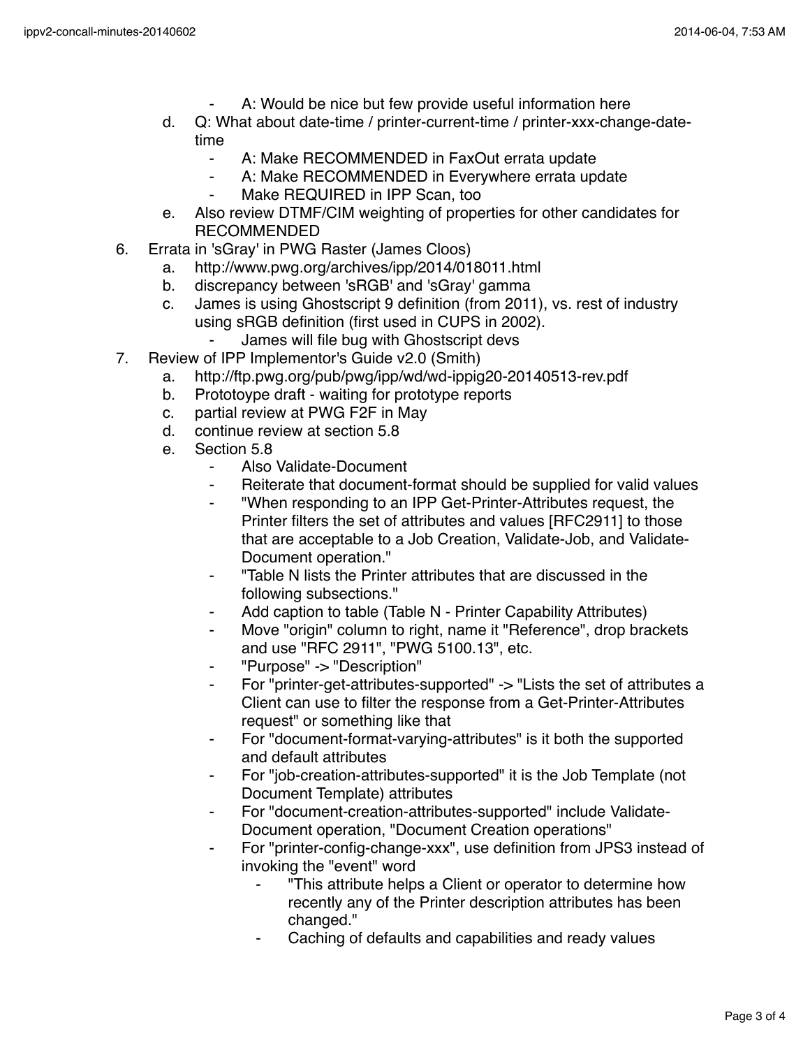- A: Would be nice but few provide useful information here
    d. Q: What about date-time / printer-current-time / printer-xxx-change-date-time
        - A: Make RECOMMENDED in FaxOut errata update
        - A: Make RECOMMENDED in Everywhere errata update
        - Make REQUIRED in IPP Scan, too
    e. Also review DTMF/CIM weighting of properties for other candidates for RECOMMENDED
6. Errata in 'sGray' in PWG Raster (James Cloos)
    a. http://www.pwg.org/archives/ipp/2014/018011.html
    b. discrepancy between 'sRGB' and 'sGray' gamma
    c. James is using Ghostscript 9 definition (from 2011), vs. rest of industry using sRGB definition (first used in CUPS in 2002).
        - James will file bug with Ghostscript devs
7. Review of IPP Implementor's Guide v2.0 (Smith)
    a. http://ftp.pwg.org/pub/pwg/ipp/wd/wd-ippig20-20140513-rev.pdf
    b. Prototoype draft - waiting for prototype reports
    c. partial review at PWG F2F in May
    d. continue review at section 5.8
    e. Section 5.8
        - Also Validate-Document
        - Reiterate that document-format should be supplied for valid values
        - "When responding to an IPP Get-Printer-Attributes request, the Printer filters the set of attributes and values [RFC2911] to those that are acceptable to a Job Creation, Validate-Job, and Validate-Document operation."
        - "Table N lists the Printer attributes that are discussed in the following subsections."
        - Add caption to table (Table N - Printer Capability Attributes)
        - Move "origin" column to right, name it "Reference", drop brackets and use "RFC 2911", "PWG 5100.13", etc.
        - "Purpose" -> "Description"
        - For "printer-get-attributes-supported" -> "Lists the set of attributes a Client can use to filter the response from a Get-Printer-Attributes request" or something like that
        - For "document-format-varying-attributes" is it both the supported and default attributes
        - For "job-creation-attributes-supported" it is the Job Template (not Document Template) attributes
        - For "document-creation-attributes-supported" include Validate-Document operation, "Document Creation operations"
        - For "printer-config-change-xxx", use definition from JPS3 instead of invoking the "event" word
            - "This attribute helps a Client or operator to determine how recently any of the Printer description attributes has been changed."
            - Caching of defaults and capabilities and ready values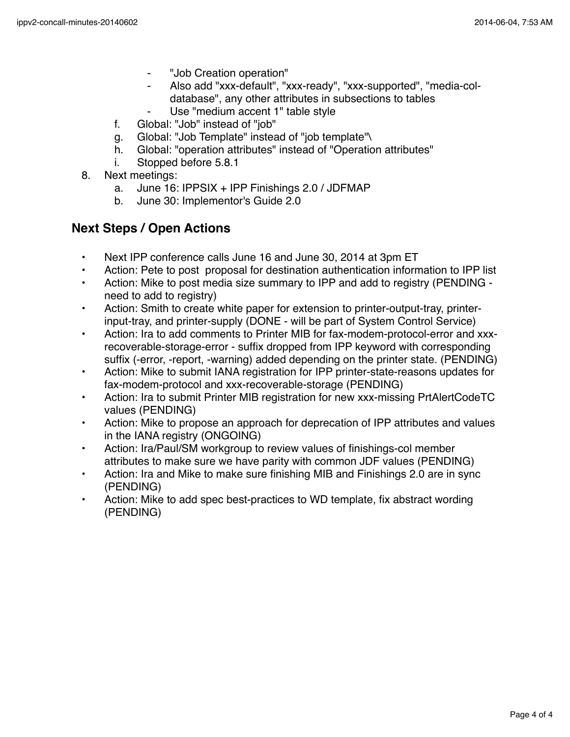- "Job Creation operation"
   - Also add "xxx-default", "xxx-ready", "xxx-supported", "media-col-database", any other attributes in subsections to tables
   - Use "medium accent 1" table style

   f. Global: "Job" instead of "job"
   g. Global: "Job Template" instead of "job template"\
   h. Global: "operation attributes" instead of "Operation attributes"
   i. Stopped before 5.8.1

8. Next meetings:
   a. June 16: IPPSIX + IPP Finishings 2.0 / JDFMAP
   b. June 30: Implementor's Guide 2.0

## Next Steps / Open Actions

- Next IPP conference calls June 16 and June 30, 2014 at 3pm ET
- Action: Pete to post proposal for destination authentication information to IPP list
- Action: Mike to post media size summary to IPP and add to registry (PENDING - need to add to registry)
- Action: Smith to create white paper for extension to printer-output-tray, printer-input-tray, and printer-supply (DONE - will be part of System Control Service)
- Action: Ira to add comments to Printer MIB for fax-modem-protocol-error and xxx-recoverable-storage-error - suffix dropped from IPP keyword with corresponding suffix (-error, -report, -warning) added depending on the printer state. (PENDING)
- Action: Mike to submit IANA registration for IPP printer-state-reasons updates for fax-modem-protocol and xxx-recoverable-storage (PENDING)
- Action: Ira to submit Printer MIB registration for new xxx-missing PrtAlertCodeTC values (PENDING)
- Action: Mike to propose an approach for deprecation of IPP attributes and values in the IANA registry (ONGOING)
- Action: Ira/Paul/SM workgroup to review values of finishings-col member attributes to make sure we have parity with common JDF values (PENDING)
- Action: Ira and Mike to make sure finishing MIB and Finishings 2.0 are in sync (PENDING)
- Action: Mike to add spec best-practices to WD template, fix abstract wording (PENDING)